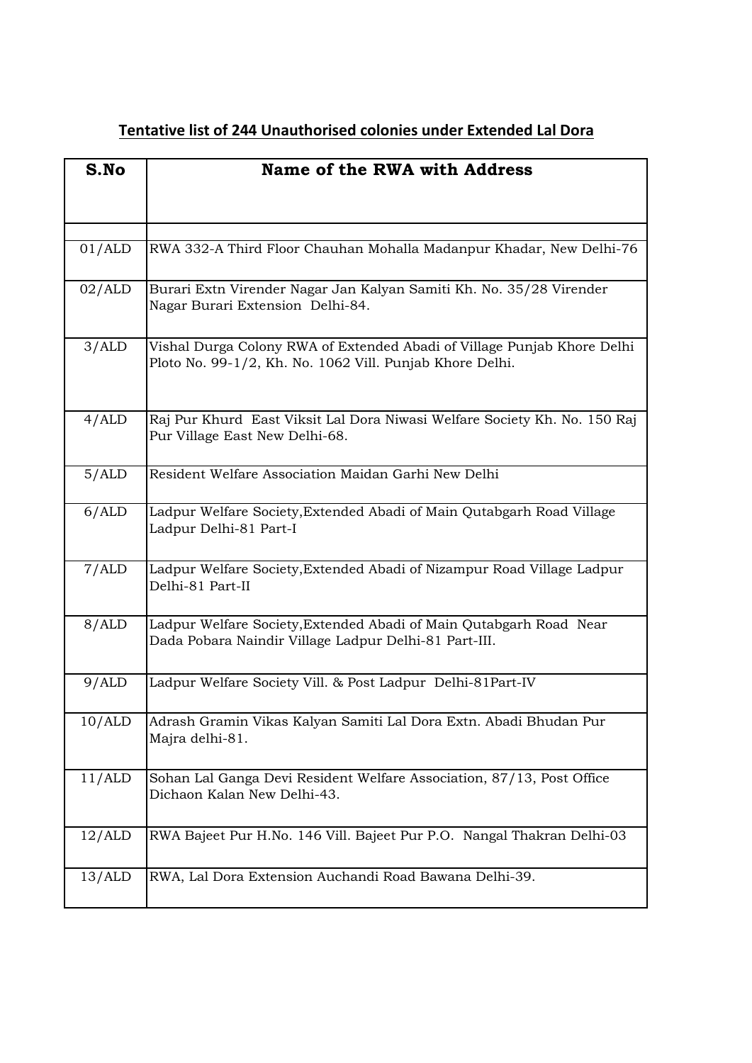## Tentative list of 244 Unauthorised colonies under Extended Lal Dora

| S.No | Name of the RWA with Address |
|---|---|
| | |
| 01/ALD | RWA 332-A Third Floor Chauhan Mohalla Madanpur Khadar, New Delhi-76 |
| 02/ALD | Burari Extn Virender Nagar Jan Kalyan Samiti Kh. No. 35/28 Virender Nagar Burari Extension Delhi-84. |
| 3/ALD | Vishal Durga Colony RWA of Extended Abadi of Village Punjab Khore Delhi Ploto No. 99-1/2, Kh. No. 1062 Vill. Punjab Khore Delhi. |
| 4/ALD | Raj Pur Khurd East Viksit Lal Dora Niwasi Welfare Society Kh. No. 150 Raj Pur Village East New Delhi-68. |
| 5/ALD | Resident Welfare Association Maidan Garhi New Delhi |
| 6/ALD | Ladpur Welfare Society,Extended Abadi of Main Qutabgarh Road Village Ladpur Delhi-81 Part-I |
| 7/ALD | Ladpur Welfare Society,Extended Abadi of Nizampur Road Village Ladpur Delhi-81 Part-II |
| 8/ALD | Ladpur Welfare Society,Extended Abadi of Main Qutabgarh Road Near Dada Pobara Naindir Village Ladpur Delhi-81 Part-III. |
| 9/ALD | Ladpur Welfare Society Vill. & Post Ladpur Delhi-81Part-IV |
| 10/ALD | Adrash Gramin Vikas Kalyan Samiti Lal Dora Extn. Abadi Bhudan Pur Majra delhi-81. |
| 11/ALD | Sohan Lal Ganga Devi Resident Welfare Association, 87/13, Post Office Dichaon Kalan New Delhi-43. |
| 12/ALD | RWA Bajeet Pur H.No. 146 Vill. Bajeet Pur P.O. Nangal Thakran Delhi-03 |
| 13/ALD | RWA, Lal Dora Extension Auchandi Road Bawana Delhi-39. |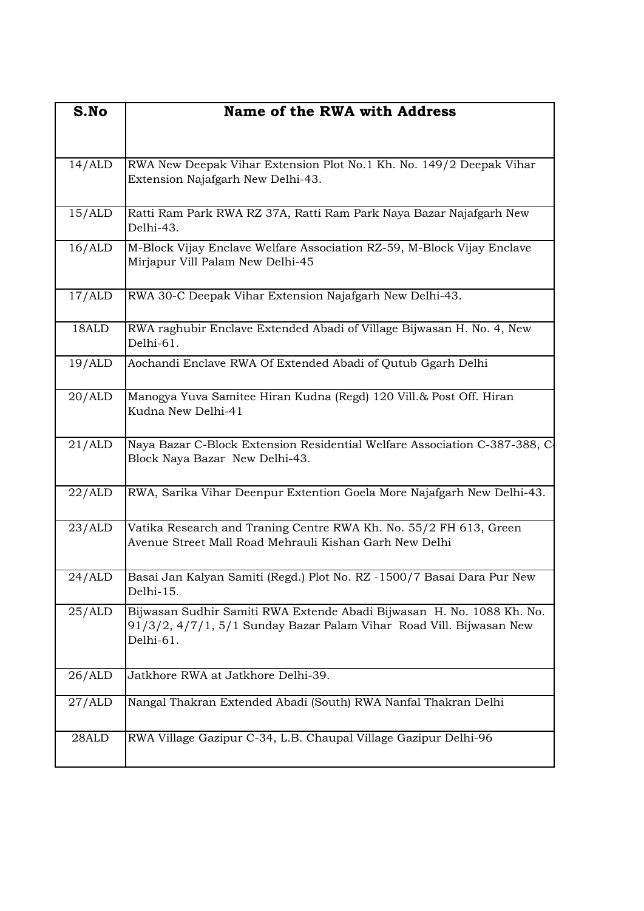| S.No | Name of the RWA with Address |
|---|---|
| 14/ALD | RWA New Deepak Vihar Extension Plot No.1 Kh. No. 149/2 Deepak Vihar Extension Najafgarh New Delhi-43. |
| 15/ALD | Ratti Ram Park RWA RZ 37A, Ratti Ram Park Naya Bazar Najafgarh New Delhi-43. |
| 16/ALD | M-Block Vijay Enclave Welfare Association RZ-59, M-Block Vijay Enclave Mirjapur Vill Palam New Delhi-45 |
| 17/ALD | RWA 30-C Deepak Vihar Extension Najafgarh New Delhi-43. |
| 18ALD | RWA raghubir Enclave Extended Abadi of Village Bijwasan H. No. 4, New Delhi-61. |
| 19/ALD | Aochandi Enclave RWA Of Extended Abadi of Qutub Ggarh Delhi |
| 20/ALD | Manogya Yuva Samitee Hiran Kudna (Regd) 120 Vill.& Post Off. Hiran Kudna New Delhi-41 |
| 21/ALD | Naya Bazar C-Block Extension Residential Welfare Association C-387-388, C-Block Naya Bazar New Delhi-43. |
| 22/ALD | RWA, Sarika Vihar Deenpur Extention Goela More Najafgarh New Delhi-43. |
| 23/ALD | Vatika Research and Traning Centre RWA Kh. No. 55/2 FH 613, Green Avenue Street Mall Road Mehrauli Kishan Garh New Delhi |
| 24/ALD | Basai Jan Kalyan Samiti (Regd.) Plot No. RZ -1500/7 Basai Dara Pur New Delhi-15. |
| 25/ALD | Bijwasan Sudhir Samiti RWA Extende Abadi Bijwasan H. No. 1088 Kh. No. 91/3/2, 4/7/1, 5/1 Sunday Bazar Palam Vihar Road Vill. Bijwasan New Delhi-61. |
| 26/ALD | Jatkhore RWA at Jatkhore Delhi-39. |
| 27/ALD | Nangal Thakran Extended Abadi (South) RWA Nanfal Thakran Delhi |
| 28ALD | RWA Village Gazipur C-34, L.B. Chaupal Village Gazipur Delhi-96 |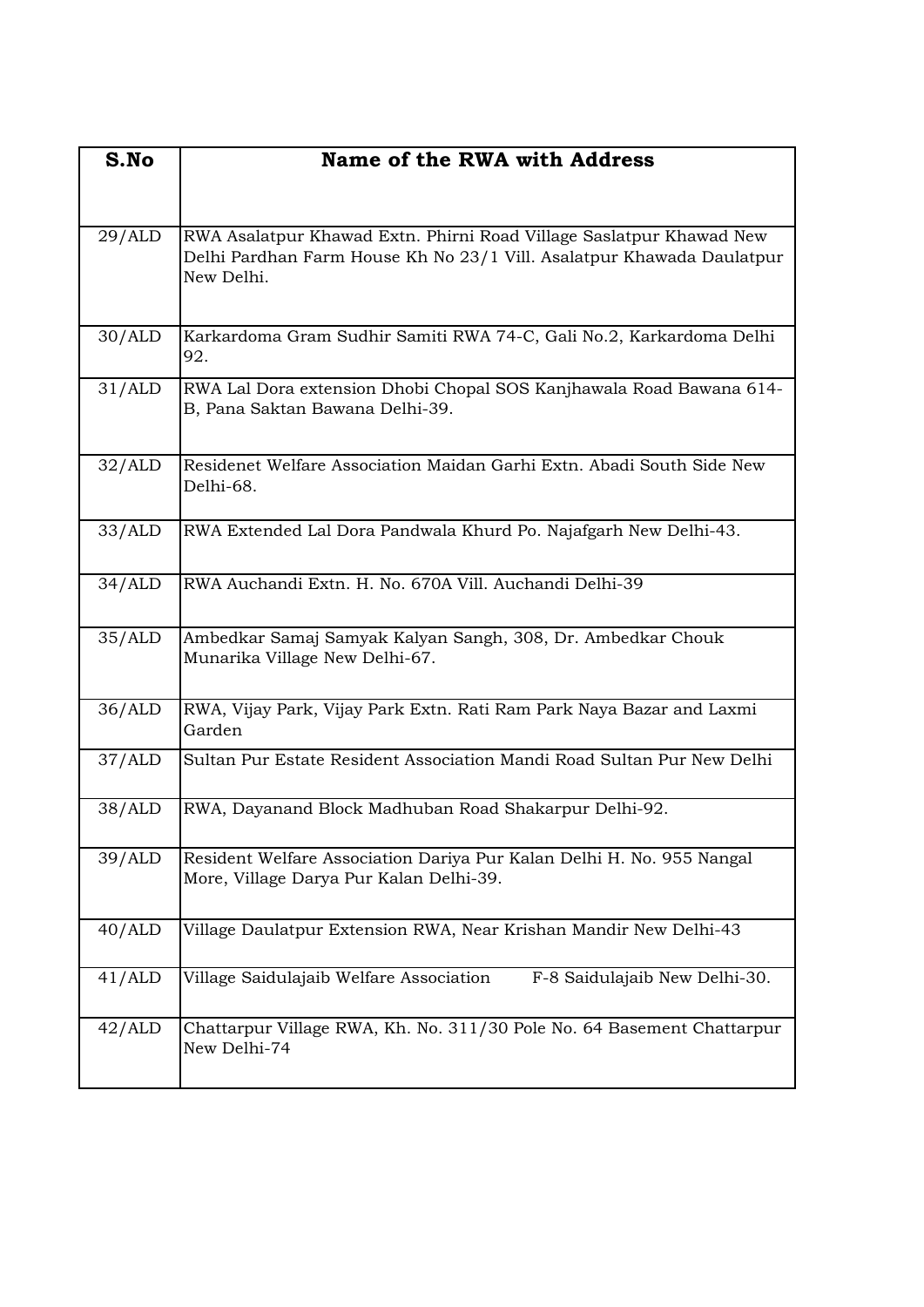| S.No | Name of the RWA with Address |
|---|---|
| 29/ALD | RWA Asalatpur Khawad Extn. Phirni Road Village Saslatpur Khawad New Delhi Pardhan Farm House Kh No 23/1 Vill. Asalatpur Khawada Daulatpur New Delhi. |
| 30/ALD | Karkardoma Gram Sudhir Samiti RWA 74-C, Gali No.2, Karkardoma Delhi 92. |
| 31/ALD | RWA Lal Dora extension Dhobi Chopal SOS Kanjhawala Road Bawana 614-B, Pana Saktan Bawana Delhi-39. |
| 32/ALD | Residenet Welfare Association Maidan Garhi Extn. Abadi South Side New Delhi-68. |
| 33/ALD | RWA Extended Lal Dora Pandwala Khurd Po. Najafgarh New Delhi-43. |
| 34/ALD | RWA Auchandi Extn. H. No. 670A Vill. Auchandi Delhi-39 |
| 35/ALD | Ambedkar Samaj Samyak Kalyan Sangh, 308, Dr. Ambedkar Chouk Munarika Village New Delhi-67. |
| 36/ALD | RWA, Vijay Park, Vijay Park Extn. Rati Ram Park Naya Bazar and Laxmi Garden |
| 37/ALD | Sultan Pur Estate Resident Association Mandi Road Sultan Pur New Delhi |
| 38/ALD | RWA, Dayanand Block Madhuban Road Shakarpur Delhi-92. |
| 39/ALD | Resident Welfare Association Dariya Pur Kalan Delhi H. No. 955 Nangal More, Village Darya Pur Kalan Delhi-39. |
| 40/ALD | Village Daulatpur Extension RWA, Near Krishan Mandir New Delhi-43 |
| 41/ALD | Village Saidulajaib Welfare Association F-8 Saidulajaib New Delhi-30. |
| 42/ALD | Chattarpur Village RWA, Kh. No. 311/30 Pole No. 64 Basement Chattarpur New Delhi-74 |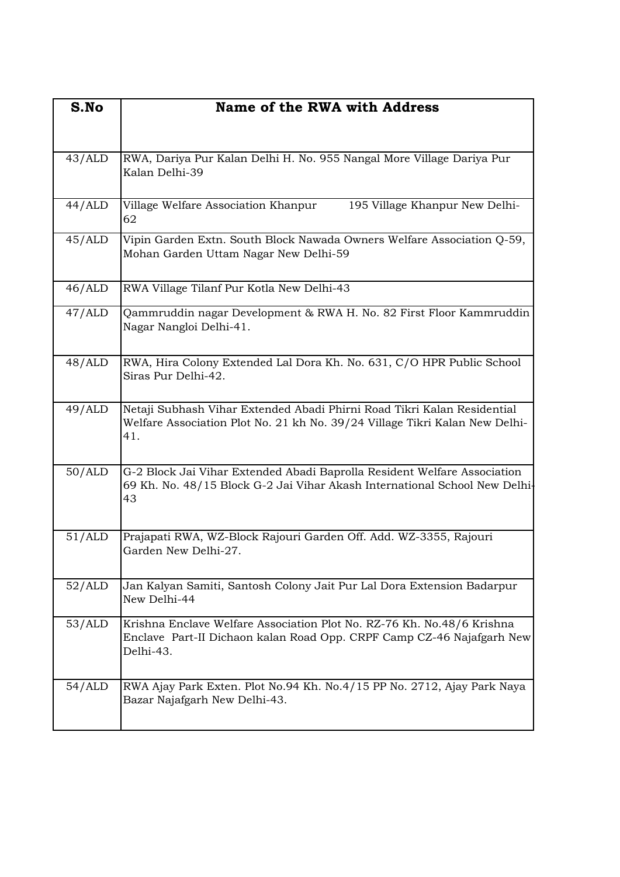| S.No | Name of the RWA with Address |
|---|---|
| 43/ALD | RWA, Dariya Pur Kalan Delhi H. No. 955 Nangal More Village Dariya Pur Kalan Delhi-39 |
| 44/ALD | Village Welfare Association Khanpur 195 Village Khanpur New Delhi-62 |
| 45/ALD | Vipin Garden Extn. South Block Nawada Owners Welfare Association Q-59, Mohan Garden Uttam Nagar New Delhi-59 |
| 46/ALD | RWA Village Tilanf Pur Kotla New Delhi-43 |
| 47/ALD | Qammruddin nagar Development & RWA H. No. 82 First Floor Kammruddin Nagar Nangloi Delhi-41. |
| 48/ALD | RWA, Hira Colony Extended Lal Dora Kh. No. 631, C/O HPR Public School Siras Pur Delhi-42. |
| 49/ALD | Netaji Subhash Vihar Extended Abadi Phirni Road Tikri Kalan Residential Welfare Association Plot No. 21 kh No. 39/24 Village Tikri Kalan New Delhi-41. |
| 50/ALD | G-2 Block Jai Vihar Extended Abadi Baprolla Resident Welfare Association 69 Kh. No. 48/15 Block G-2 Jai Vihar Akash International School New Delhi-43 |
| 51/ALD | Prajapati RWA, WZ-Block Rajouri Garden Off. Add. WZ-3355, Rajouri Garden New Delhi-27. |
| 52/ALD | Jan Kalyan Samiti, Santosh Colony Jait Pur Lal Dora Extension Badarpur New Delhi-44 |
| 53/ALD | Krishna Enclave Welfare Association Plot No. RZ-76 Kh. No.48/6 Krishna Enclave Part-II Dichaon kalan Road Opp. CRPF Camp CZ-46 Najafgarh New Delhi-43. |
| 54/ALD | RWA Ajay Park Exten. Plot No.94 Kh. No.4/15 PP No. 2712, Ajay Park Naya Bazar Najafgarh New Delhi-43. |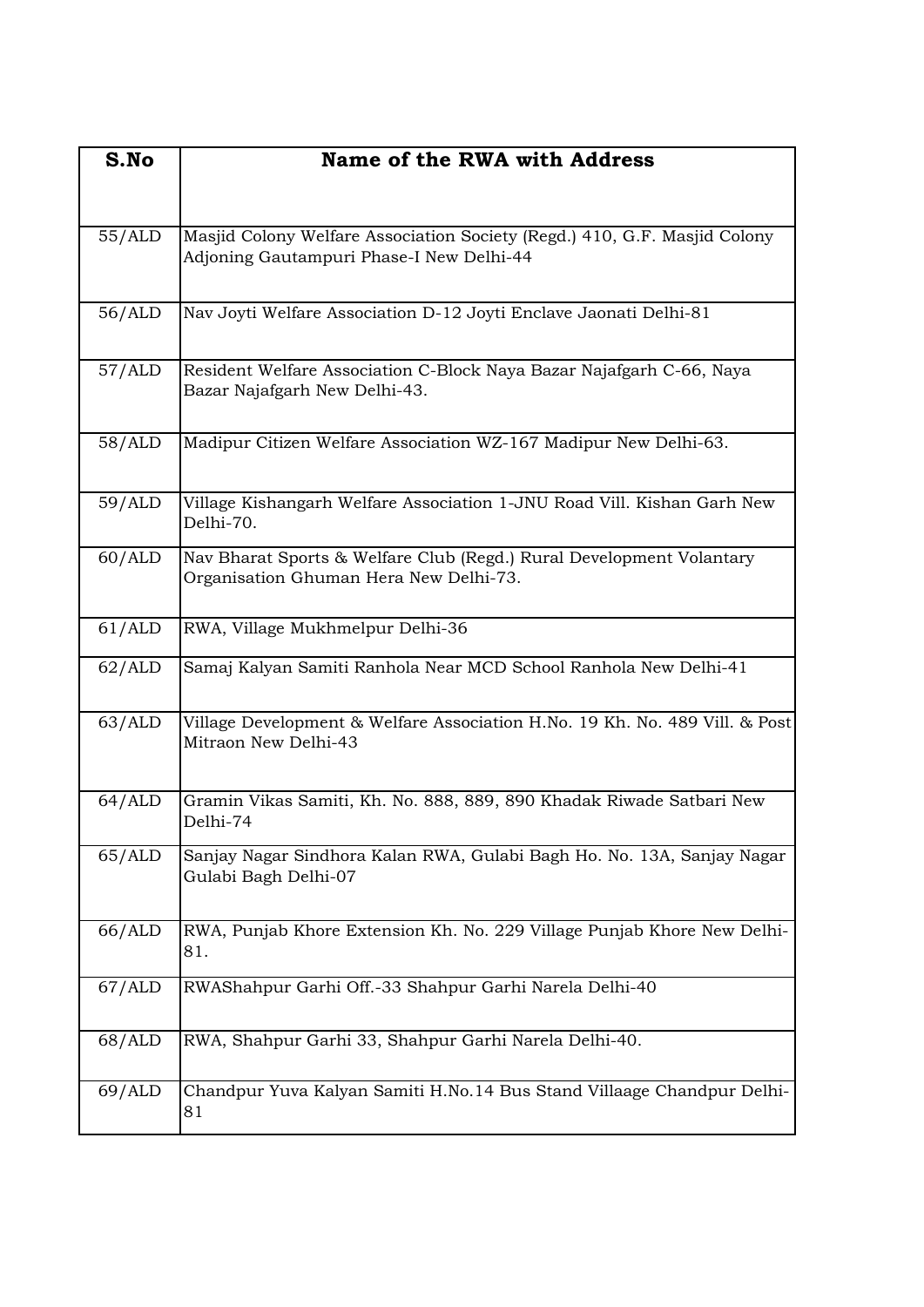| S.No | Name of the RWA with Address |
|---|---|
| 55/ALD | Masjid Colony Welfare Association Society (Regd.) 410, G.F. Masjid Colony Adjoning Gautampuri Phase-I New Delhi-44 |
| 56/ALD | Nav Joyti Welfare Association D-12 Joyti Enclave Jaonati Delhi-81 |
| 57/ALD | Resident Welfare Association C-Block Naya Bazar Najafgarh C-66, Naya Bazar Najafgarh New Delhi-43. |
| 58/ALD | Madipur Citizen Welfare Association WZ-167 Madipur New Delhi-63. |
| 59/ALD | Village Kishangarh Welfare Association 1-JNU Road Vill. Kishan Garh New Delhi-70. |
| 60/ALD | Nav Bharat Sports & Welfare Club (Regd.) Rural Development Volantary Organisation Ghuman Hera New Delhi-73. |
| 61/ALD | RWA, Village Mukhmelpur Delhi-36 |
| 62/ALD | Samaj Kalyan Samiti Ranhola Near MCD School Ranhola New Delhi-41 |
| 63/ALD | Village Development & Welfare Association H.No. 19 Kh. No. 489 Vill. & Post Mitraon New Delhi-43 |
| 64/ALD | Gramin Vikas Samiti, Kh. No. 888, 889, 890 Khadak Riwade Satbari New Delhi-74 |
| 65/ALD | Sanjay Nagar Sindhora Kalan RWA, Gulabi Bagh Ho. No. 13A, Sanjay Nagar Gulabi Bagh Delhi-07 |
| 66/ALD | RWA, Punjab Khore Extension Kh. No. 229 Village Punjab Khore New Delhi-81. |
| 67/ALD | RWAShahpur Garhi Off.-33 Shahpur Garhi Narela Delhi-40 |
| 68/ALD | RWA, Shahpur Garhi 33, Shahpur Garhi Narela Delhi-40. |
| 69/ALD | Chandpur Yuva Kalyan Samiti H.No.14 Bus Stand Villaage Chandpur Delhi-81 |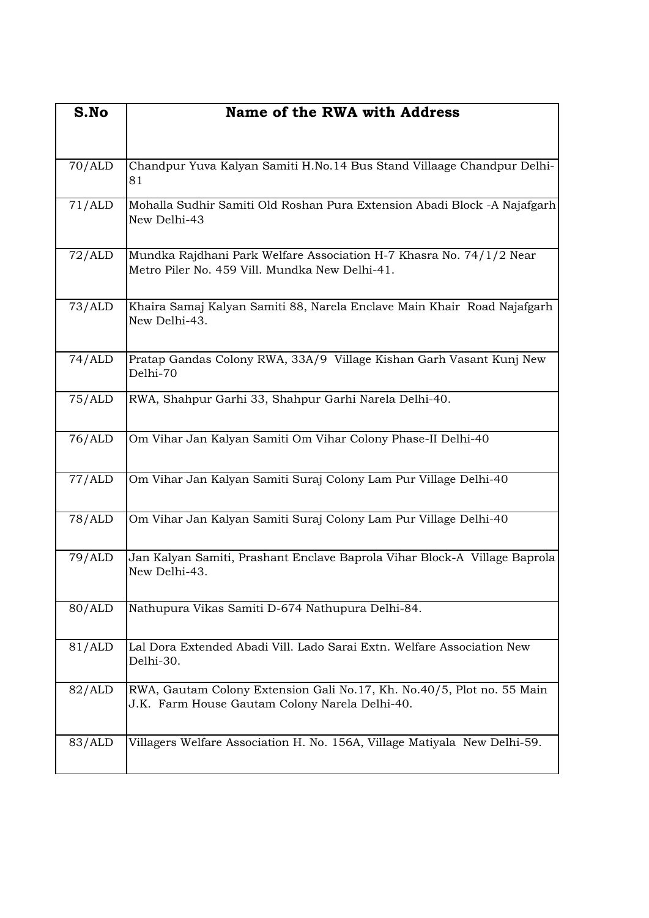| S.No | Name of the RWA with Address |
|---|---|
| 70/ALD | Chandpur Yuva Kalyan Samiti H.No.14 Bus Stand Villaage Chandpur Delhi-81 |
| 71/ALD | Mohalla Sudhir Samiti Old Roshan Pura Extension Abadi Block -A Najafgarh New Delhi-43 |
| 72/ALD | Mundka Rajdhani Park Welfare Association H-7 Khasra No. 74/1/2 Near Metro Piler No. 459 Vill. Mundka New Delhi-41. |
| 73/ALD | Khaira Samaj Kalyan Samiti 88, Narela Enclave Main Khair Road Najafgarh New Delhi-43. |
| 74/ALD | Pratap Gandas Colony RWA, 33A/9 Village Kishan Garh Vasant Kunj New Delhi-70 |
| 75/ALD | RWA, Shahpur Garhi 33, Shahpur Garhi Narela Delhi-40. |
| 76/ALD | Om Vihar Jan Kalyan Samiti Om Vihar Colony Phase-II Delhi-40 |
| 77/ALD | Om Vihar Jan Kalyan Samiti Suraj Colony Lam Pur Village Delhi-40 |
| 78/ALD | Om Vihar Jan Kalyan Samiti Suraj Colony Lam Pur Village Delhi-40 |
| 79/ALD | Jan Kalyan Samiti, Prashant Enclave Baprola Vihar Block-A Village Baprola New Delhi-43. |
| 80/ALD | Nathupura Vikas Samiti D-674 Nathupura Delhi-84. |
| 81/ALD | Lal Dora Extended Abadi Vill. Lado Sarai Extn. Welfare Association New Delhi-30. |
| 82/ALD | RWA, Gautam Colony Extension Gali No.17, Kh. No.40/5, Plot no. 55 Main J.K. Farm House Gautam Colony Narela Delhi-40. |
| 83/ALD | Villagers Welfare Association H. No. 156A, Village Matiyala New Delhi-59. |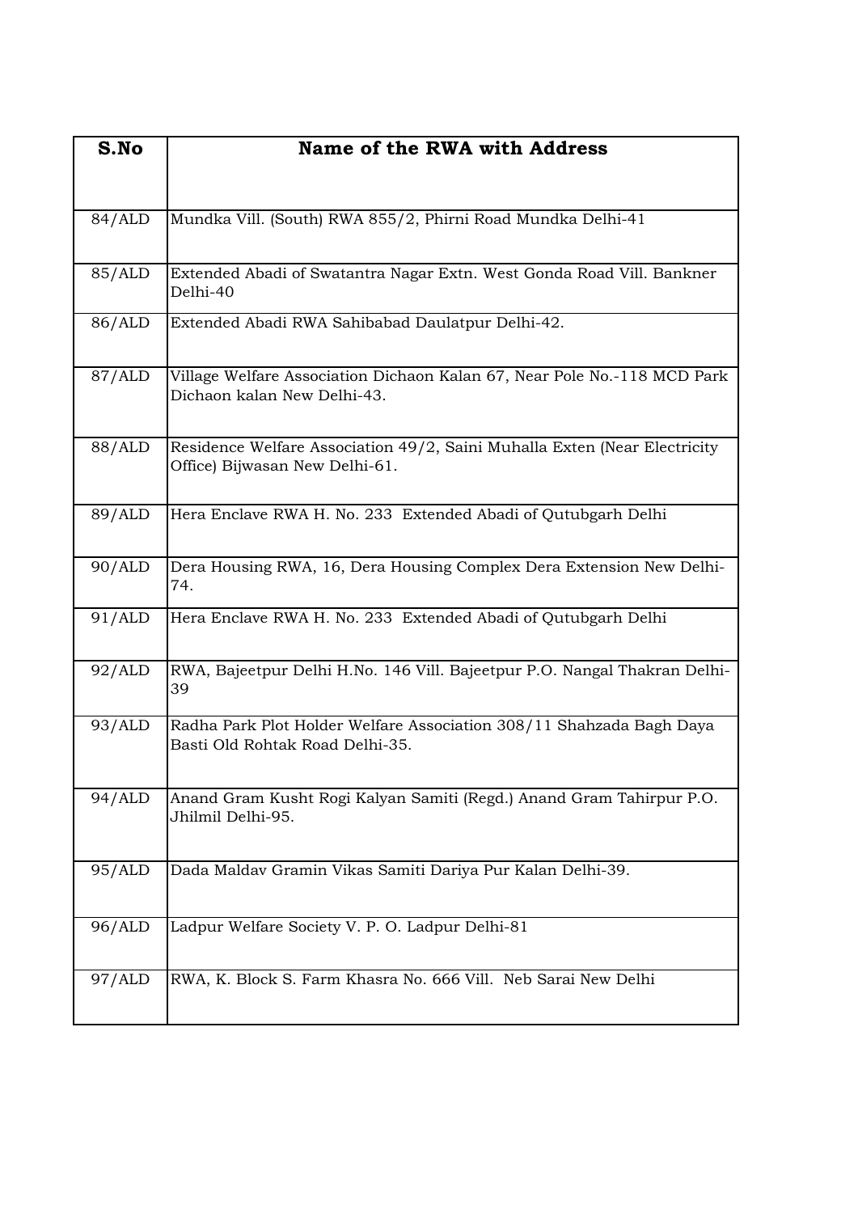| S.No | Name of the RWA with Address |
|---|---|
| 84/ALD | Mundka Vill. (South) RWA 855/2, Phirni Road Mundka Delhi-41 |
| 85/ALD | Extended Abadi of Swatantra Nagar Extn. West Gonda Road Vill. Bankner Delhi-40 |
| 86/ALD | Extended Abadi RWA Sahibabad Daulatpur Delhi-42. |
| 87/ALD | Village Welfare Association Dichaon Kalan 67, Near Pole No.-118 MCD Park Dichaon kalan New Delhi-43. |
| 88/ALD | Residence Welfare Association 49/2, Saini Muhalla Exten (Near Electricity Office) Bijwasan New Delhi-61. |
| 89/ALD | Hera Enclave RWA H. No. 233 Extended Abadi of Qutubgarh Delhi |
| 90/ALD | Dera Housing RWA, 16, Dera Housing Complex Dera Extension New Delhi-74. |
| 91/ALD | Hera Enclave RWA H. No. 233 Extended Abadi of Qutubgarh Delhi |
| 92/ALD | RWA, Bajeetpur Delhi H.No. 146 Vill. Bajeetpur P.O. Nangal Thakran Delhi-39 |
| 93/ALD | Radha Park Plot Holder Welfare Association 308/11 Shahzada Bagh Daya Basti Old Rohtak Road Delhi-35. |
| 94/ALD | Anand Gram Kusht Rogi Kalyan Samiti (Regd.) Anand Gram Tahirpur P.O. Jhilmil Delhi-95. |
| 95/ALD | Dada Maldav Gramin Vikas Samiti Dariya Pur Kalan Delhi-39. |
| 96/ALD | Ladpur Welfare Society V. P. O. Ladpur Delhi-81 |
| 97/ALD | RWA, K. Block S. Farm Khasra No. 666 Vill. Neb Sarai New Delhi |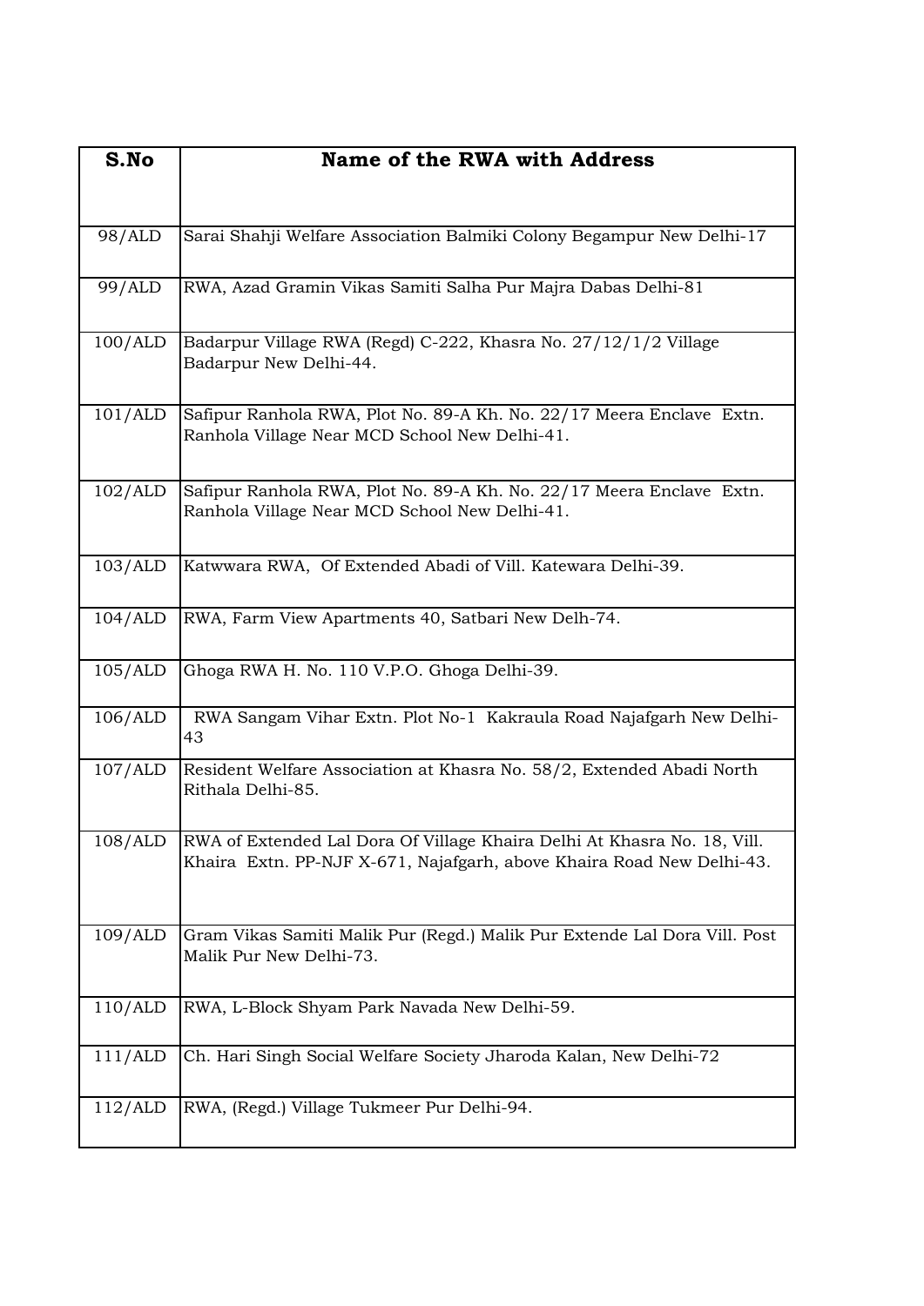| S.No | Name of the RWA with Address |
| --- | --- |
| 98/ALD | Sarai Shahji Welfare Association Balmiki Colony Begampur New Delhi-17 |
| 99/ALD | RWA, Azad Gramin Vikas Samiti Salha Pur Majra Dabas Delhi-81 |
| 100/ALD | Badarpur Village RWA (Regd) C-222, Khasra No. 27/12/1/2 Village Badarpur New Delhi-44. |
| 101/ALD | Safipur Ranhola RWA, Plot No. 89-A Kh. No. 22/17 Meera Enclave Extn. Ranhola Village Near MCD School New Delhi-41. |
| 102/ALD | Safipur Ranhola RWA, Plot No. 89-A Kh. No. 22/17 Meera Enclave Extn. Ranhola Village Near MCD School New Delhi-41. |
| 103/ALD | Katwwara RWA, Of Extended Abadi of Vill. Katewara Delhi-39. |
| 104/ALD | RWA, Farm View Apartments 40, Satbari New Delh-74. |
| 105/ALD | Ghoga RWA H. No. 110 V.P.O. Ghoga Delhi-39. |
| 106/ALD | RWA Sangam Vihar Extn. Plot No-1 Kakraula Road Najafgarh New Delhi-43 |
| 107/ALD | Resident Welfare Association at Khasra No. 58/2, Extended Abadi North Rithala Delhi-85. |
| 108/ALD | RWA of Extended Lal Dora Of Village Khaira Delhi At Khasra No. 18, Vill. Khaira Extn. PP-NJF X-671, Najafgarh, above Khaira Road New Delhi-43. |
| 109/ALD | Gram Vikas Samiti Malik Pur (Regd.) Malik Pur Extende Lal Dora Vill. Post Malik Pur New Delhi-73. |
| 110/ALD | RWA, L-Block Shyam Park Navada New Delhi-59. |
| 111/ALD | Ch. Hari Singh Social Welfare Society Jharoda Kalan, New Delhi-72 |
| 112/ALD | RWA, (Regd.) Village Tukmeer Pur Delhi-94. |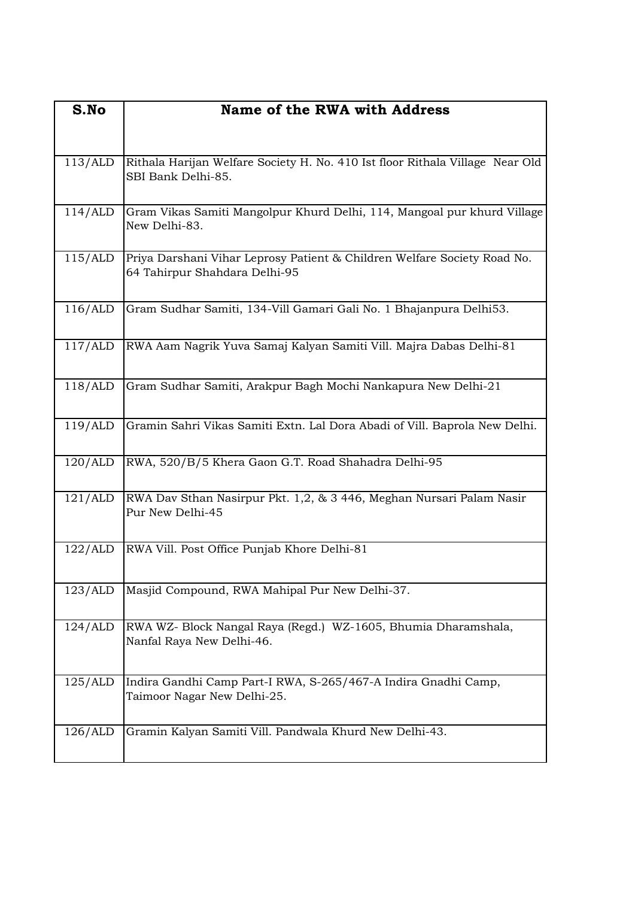| S.No | Name of the RWA with Address |
|---|---|
| 113/ALD | Rithala Harijan Welfare Society H. No. 410 Ist floor Rithala Village Near Old SBI Bank Delhi-85. |
| 114/ALD | Gram Vikas Samiti Mangolpur Khurd Delhi, 114, Mangoal pur khurd Village New Delhi-83. |
| 115/ALD | Priya Darshani Vihar Leprosy Patient & Children Welfare Society Road No. 64 Tahirpur Shahdara Delhi-95 |
| 116/ALD | Gram Sudhar Samiti, 134-Vill Gamari Gali No. 1 Bhajanpura Delhi53. |
| 117/ALD | RWA Aam Nagrik Yuva Samaj Kalyan Samiti Vill. Majra Dabas Delhi-81 |
| 118/ALD | Gram Sudhar Samiti, Arakpur Bagh Mochi Nankapura New Delhi-21 |
| 119/ALD | Gramin Sahri Vikas Samiti Extn. Lal Dora Abadi of Vill. Baprola New Delhi. |
| 120/ALD | RWA, 520/B/5 Khera Gaon G.T. Road Shahadra Delhi-95 |
| 121/ALD | RWA Dav Sthan Nasirpur Pkt. 1,2, & 3 446, Meghan Nursari Palam Nasir Pur New Delhi-45 |
| 122/ALD | RWA Vill. Post Office Punjab Khore Delhi-81 |
| 123/ALD | Masjid Compound, RWA Mahipal Pur New Delhi-37. |
| 124/ALD | RWA WZ- Block Nangal Raya (Regd.) WZ-1605, Bhumia Dharamshala, Nanfal Raya New Delhi-46. |
| 125/ALD | Indira Gandhi Camp Part-I RWA, S-265/467-A Indira Gnadhi Camp, Taimoor Nagar New Delhi-25. |
| 126/ALD | Gramin Kalyan Samiti Vill. Pandwala Khurd New Delhi-43. |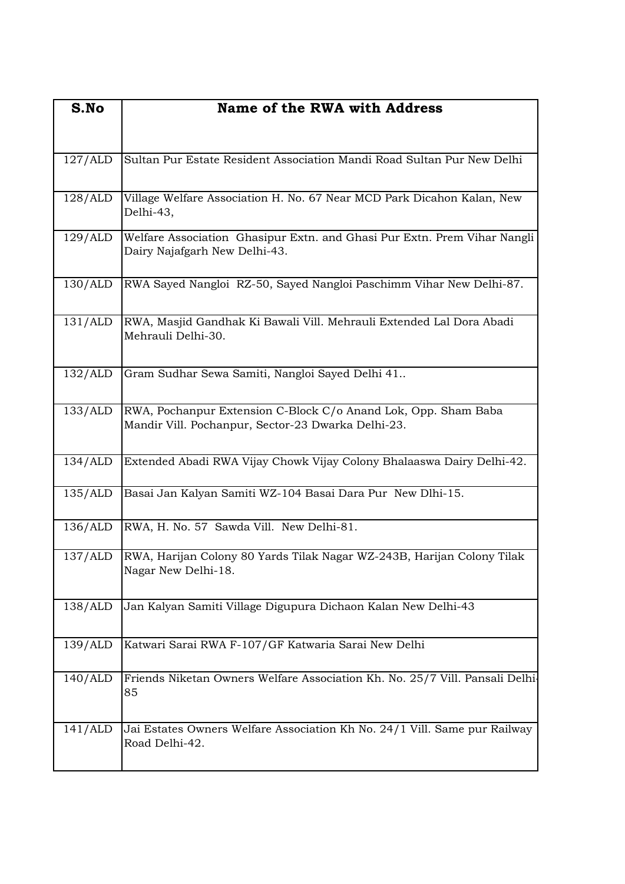| S.No | Name of the RWA with Address |
|---|---|
| 127/ALD | Sultan Pur Estate Resident Association Mandi Road Sultan Pur New Delhi |
| 128/ALD | Village Welfare Association H. No. 67 Near MCD Park Dicahon Kalan, New Delhi-43, |
| 129/ALD | Welfare Association Ghasipur Extn. and Ghasi Pur Extn. Prem Vihar Nangli Dairy Najafgarh New Delhi-43. |
| 130/ALD | RWA Sayed Nangloi RZ-50, Sayed Nangloi Paschimm Vihar New Delhi-87. |
| 131/ALD | RWA, Masjid Gandhak Ki Bawali Vill. Mehrauli Extended Lal Dora Abadi Mehrauli Delhi-30. |
| 132/ALD | Gram Sudhar Sewa Samiti, Nangloi Sayed Delhi 41.. |
| 133/ALD | RWA, Pochanpur Extension C-Block C/o Anand Lok, Opp. Sham Baba Mandir Vill. Pochanpur, Sector-23 Dwarka Delhi-23. |
| 134/ALD | Extended Abadi RWA Vijay Chowk Vijay Colony Bhalaaswa Dairy Delhi-42. |
| 135/ALD | Basai Jan Kalyan Samiti WZ-104 Basai Dara Pur New Dlhi-15. |
| 136/ALD | RWA, H. No. 57 Sawda Vill. New Delhi-81. |
| 137/ALD | RWA, Harijan Colony 80 Yards Tilak Nagar WZ-243B, Harijan Colony Tilak Nagar New Delhi-18. |
| 138/ALD | Jan Kalyan Samiti Village Digupura Dichaon Kalan New Delhi-43 |
| 139/ALD | Katwari Sarai RWA F-107/GF Katwaria Sarai New Delhi |
| 140/ALD | Friends Niketan Owners Welfare Association Kh. No. 25/7 Vill. Pansali Delhi-85 |
| 141/ALD | Jai Estates Owners Welfare Association Kh No. 24/1 Vill. Same pur Railway Road Delhi-42. |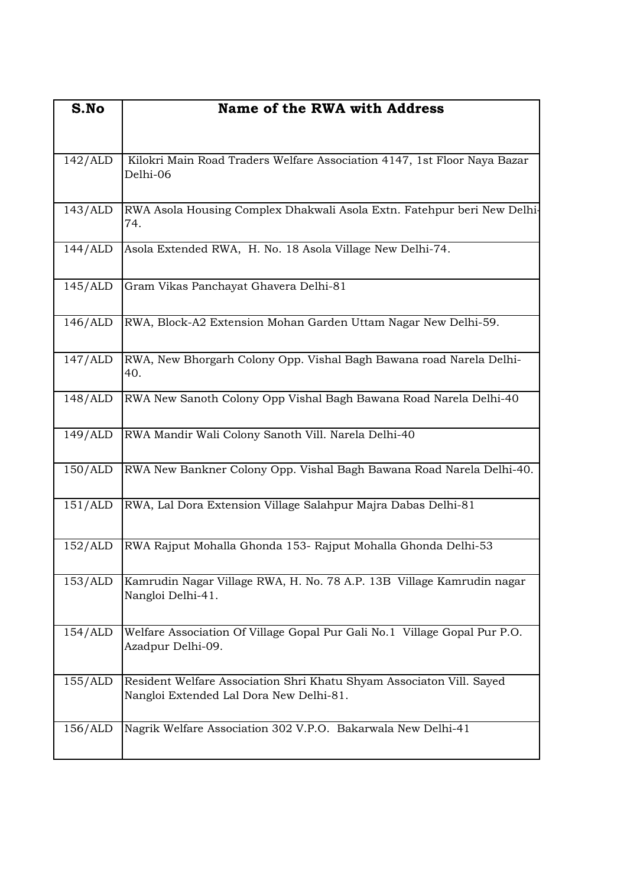| S.No | Name of the RWA with Address |
|---|---|
| 142/ALD | Kilokri Main Road Traders Welfare Association 4147, 1st Floor Naya Bazar Delhi-06 |
| 143/ALD | RWA Asola Housing Complex Dhakwali Asola Extn. Fatehpur beri New Delhi-74. |
| 144/ALD | Asola Extended RWA, H. No. 18 Asola Village New Delhi-74. |
| 145/ALD | Gram Vikas Panchayat Ghavera Delhi-81 |
| 146/ALD | RWA, Block-A2 Extension Mohan Garden Uttam Nagar New Delhi-59. |
| 147/ALD | RWA, New Bhorgarh Colony Opp. Vishal Bagh Bawana road Narela Delhi-40. |
| 148/ALD | RWA New Sanoth Colony Opp Vishal Bagh Bawana Road Narela Delhi-40 |
| 149/ALD | RWA Mandir Wali Colony Sanoth Vill. Narela Delhi-40 |
| 150/ALD | RWA New Bankner Colony Opp. Vishal Bagh Bawana Road Narela Delhi-40. |
| 151/ALD | RWA, Lal Dora Extension Village Salahpur Majra Dabas Delhi-81 |
| 152/ALD | RWA Rajput Mohalla Ghonda 153- Rajput Mohalla Ghonda Delhi-53 |
| 153/ALD | Kamrudin Nagar Village RWA, H. No. 78 A.P. 13B Village Kamrudin nagar Nangloi Delhi-41. |
| 154/ALD | Welfare Association Of Village Gopal Pur Gali No.1 Village Gopal Pur P.O. Azadpur Delhi-09. |
| 155/ALD | Resident Welfare Association Shri Khatu Shyam Associaton Vill. Sayed Nangloi Extended Lal Dora New Delhi-81. |
| 156/ALD | Nagrik Welfare Association 302 V.P.O. Bakarwala New Delhi-41 |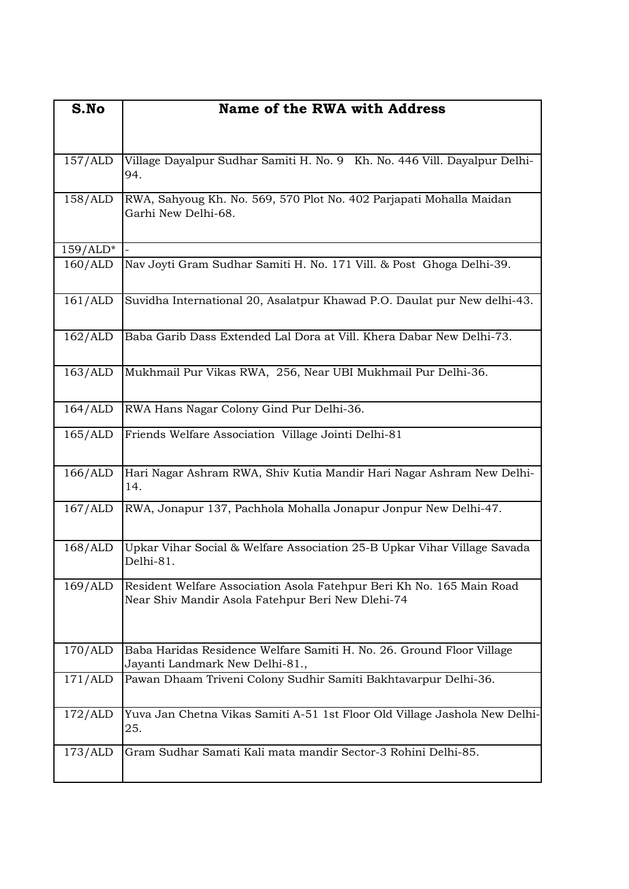| S.No | Name of the RWA with Address |
|---|---|
| 157/ALD | Village Dayalpur Sudhar Samiti H. No. 9 Kh. No. 446 Vill. Dayalpur Delhi-94. |
| 158/ALD | RWA, Sahyoug Kh. No. 569, 570 Plot No. 402 Parjapati Mohalla Maidan Garhi New Delhi-68. |
| 159/ALD* | - |
| 160/ALD | Nav Joyti Gram Sudhar Samiti H. No. 171 Vill. & Post Ghoga Delhi-39. |
| 161/ALD | Suvidha International 20, Asalatpur Khawad P.O. Daulat pur New delhi-43. |
| 162/ALD | Baba Garib Dass Extended Lal Dora at Vill. Khera Dabar New Delhi-73. |
| 163/ALD | Mukhmail Pur Vikas RWA, 256, Near UBI Mukhmail Pur Delhi-36. |
| 164/ALD | RWA Hans Nagar Colony Gind Pur Delhi-36. |
| 165/ALD | Friends Welfare Association Village Jointi Delhi-81 |
| 166/ALD | Hari Nagar Ashram RWA, Shiv Kutia Mandir Hari Nagar Ashram New Delhi-14. |
| 167/ALD | RWA, Jonapur 137, Pachhola Mohalla Jonapur Jonpur New Delhi-47. |
| 168/ALD | Upkar Vihar Social & Welfare Association 25-B Upkar Vihar Village Savada Delhi-81. |
| 169/ALD | Resident Welfare Association Asola Fatehpur Beri Kh No. 165 Main Road Near Shiv Mandir Asola Fatehpur Beri New Dlehi-74 |
| 170/ALD | Baba Haridas Residence Welfare Samiti H. No. 26. Ground Floor Village Jayanti Landmark New Delhi-81., |
| 171/ALD | Pawan Dhaam Triveni Colony Sudhir Samiti Bakhtavarpur Delhi-36. |
| 172/ALD | Yuva Jan Chetna Vikas Samiti A-51 1st Floor Old Village Jashola New Delhi-25. |
| 173/ALD | Gram Sudhar Samati Kali mata mandir Sector-3 Rohini Delhi-85. |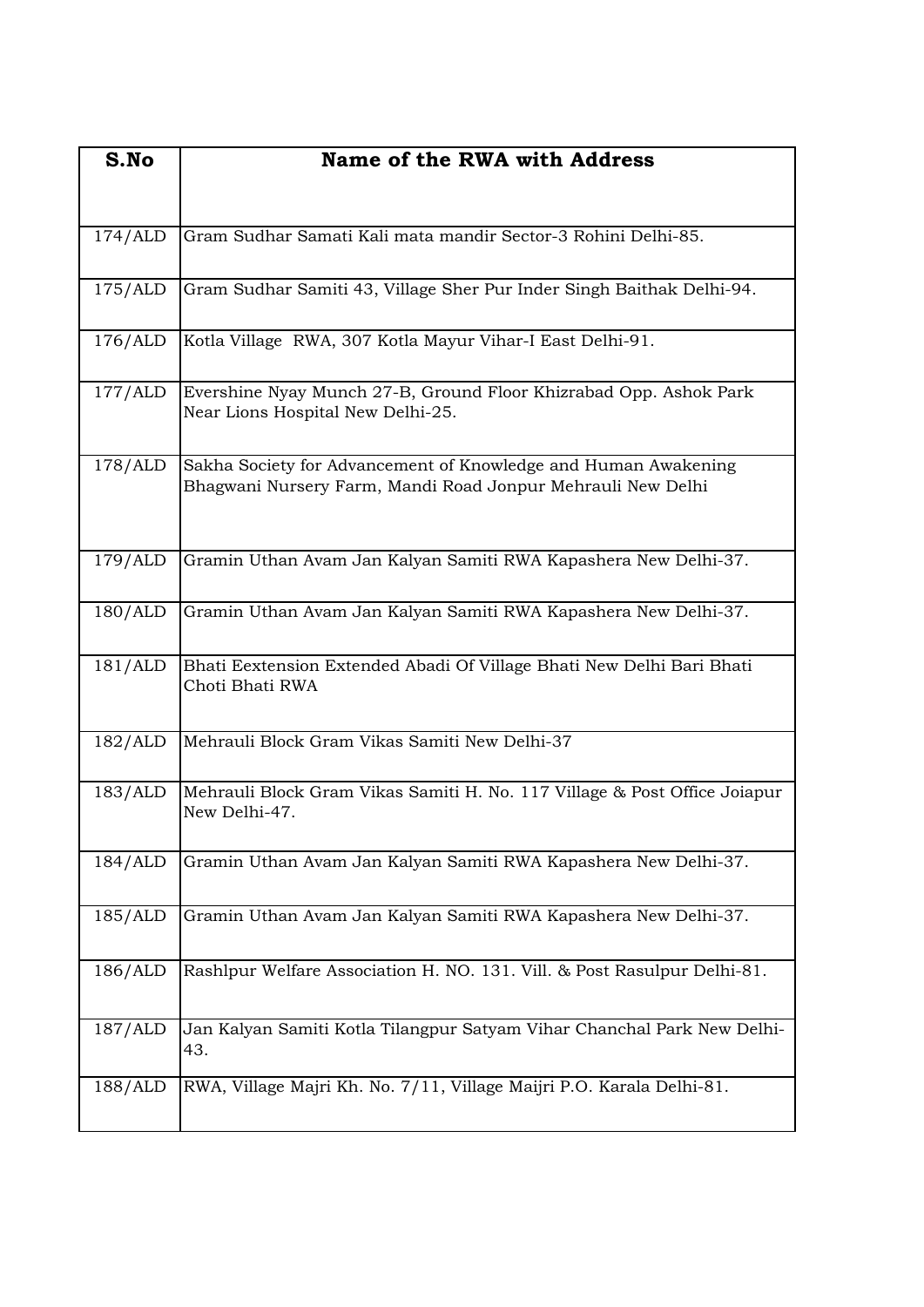| S.No | Name of the RWA with Address |
|---|---|
| 174/ALD | Gram Sudhar Samati Kali mata mandir Sector-3 Rohini Delhi-85. |
| 175/ALD | Gram Sudhar Samiti 43, Village Sher Pur Inder Singh Baithak Delhi-94. |
| 176/ALD | Kotla Village RWA, 307 Kotla Mayur Vihar-I East Delhi-91. |
| 177/ALD | Evershine Nyay Munch 27-B, Ground Floor Khizrabad Opp. Ashok Park Near Lions Hospital New Delhi-25. |
| 178/ALD | Sakha Society for Advancement of Knowledge and Human Awakening Bhagwani Nursery Farm, Mandi Road Jonpur Mehrauli New Delhi |
| 179/ALD | Gramin Uthan Avam Jan Kalyan Samiti RWA Kapashera New Delhi-37. |
| 180/ALD | Gramin Uthan Avam Jan Kalyan Samiti RWA Kapashera New Delhi-37. |
| 181/ALD | Bhati Eextension Extended Abadi Of Village Bhati New Delhi Bari Bhati Choti Bhati RWA |
| 182/ALD | Mehrauli Block Gram Vikas Samiti New Delhi-37 |
| 183/ALD | Mehrauli Block Gram Vikas Samiti H. No. 117 Village & Post Office Joiapur New Delhi-47. |
| 184/ALD | Gramin Uthan Avam Jan Kalyan Samiti RWA Kapashera New Delhi-37. |
| 185/ALD | Gramin Uthan Avam Jan Kalyan Samiti RWA Kapashera New Delhi-37. |
| 186/ALD | Rashlpur Welfare Association H. NO. 131. Vill. & Post Rasulpur Delhi-81. |
| 187/ALD | Jan Kalyan Samiti Kotla Tilangpur Satyam Vihar Chanchal Park New Delhi-43. |
| 188/ALD | RWA, Village Majri Kh. No. 7/11, Village Maijri P.O. Karala Delhi-81. |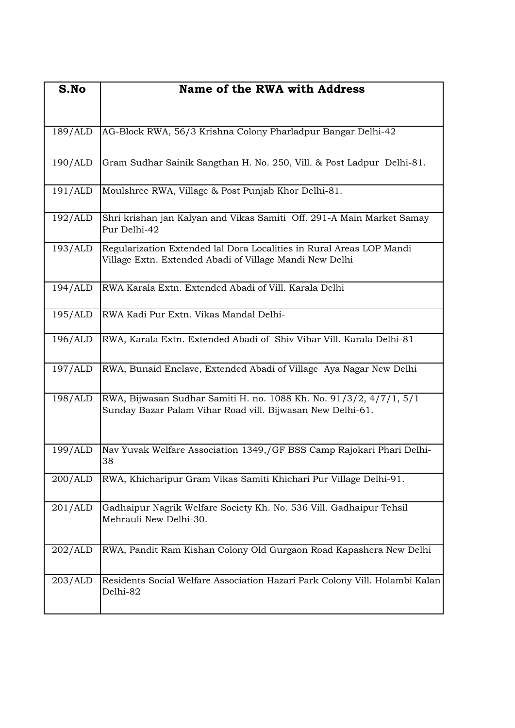| S.No | Name of the RWA with Address |
|---|---|
| 189/ALD | AG-Block RWA, 56/3 Krishna Colony Pharladpur Bangar Delhi-42 |
| 190/ALD | Gram Sudhar Sainik Sangthan H. No. 250, Vill. & Post Ladpur Delhi-81. |
| 191/ALD | Moulshree RWA, Village & Post Punjab Khor Delhi-81. |
| 192/ALD | Shri krishan jan Kalyan and Vikas Samiti Off. 291-A Main Market Samay Pur Delhi-42 |
| 193/ALD | Regularization Extended lal Dora Localities in Rural Areas LOP Mandi Village Extn. Extended Abadi of Village Mandi New Delhi |
| 194/ALD | RWA Karala Extn. Extended Abadi of Vill. Karala Delhi |
| 195/ALD | RWA Kadi Pur Extn. Vikas Mandal Delhi- |
| 196/ALD | RWA, Karala Extn. Extended Abadi of Shiv Vihar Vill. Karala Delhi-81 |
| 197/ALD | RWA, Bunaid Enclave, Extended Abadi of Village Aya Nagar New Delhi |
| 198/ALD | RWA, Bijwasan Sudhar Samiti H. no. 1088 Kh. No. 91/3/2, 4/7/1, 5/1 Sunday Bazar Palam Vihar Road vill. Bijwasan New Delhi-61. |
| 199/ALD | Nav Yuvak Welfare Association 1349,/GF BSS Camp Rajokari Phari Delhi-38 |
| 200/ALD | RWA, Khicharipur Gram Vikas Samiti Khichari Pur Village Delhi-91. |
| 201/ALD | Gadhaipur Nagrik Welfare Society Kh. No. 536 Vill. Gadhaipur Tehsil Mehrauli New Delhi-30. |
| 202/ALD | RWA, Pandit Ram Kishan Colony Old Gurgaon Road Kapashera New Delhi |
| 203/ALD | Residents Social Welfare Association Hazari Park Colony Vill. Holambi Kalan Delhi-82 |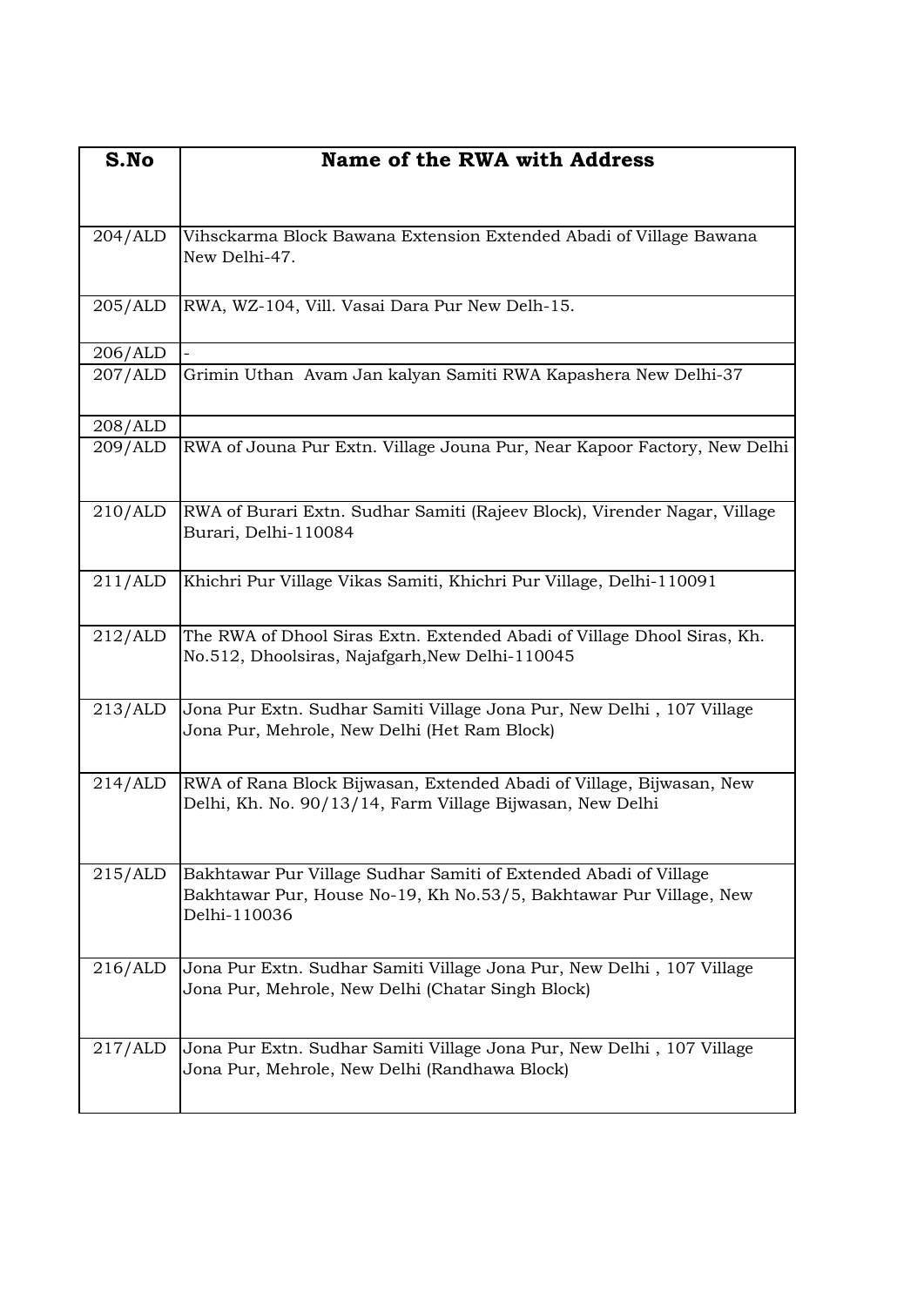| S.No | Name of the RWA with Address |
|---|---|
| 204/ALD | Vihsckarma Block Bawana Extension Extended Abadi of Village Bawana New Delhi-47. |
| 205/ALD | RWA, WZ-104, Vill. Vasai Dara Pur New Delh-15. |
| 206/ALD | - |
| 207/ALD | Grimin Uthan Avam Jan kalyan Samiti RWA Kapashera New Delhi-37 |
| 208/ALD | |
| 209/ALD | RWA of Jouna Pur Extn. Village Jouna Pur, Near Kapoor Factory, New Delhi |
| 210/ALD | RWA of Burari Extn. Sudhar Samiti (Rajeev Block), Virender Nagar, Village Burari, Delhi-110084 |
| 211/ALD | Khichri Pur Village Vikas Samiti, Khichri Pur Village, Delhi-110091 |
| 212/ALD | The RWA of Dhool Siras Extn. Extended Abadi of Village Dhool Siras, Kh. No.512, Dhoolsiras, Najafgarh,New Delhi-110045 |
| 213/ALD | Jona Pur Extn. Sudhar Samiti Village Jona Pur, New Delhi , 107 Village Jona Pur, Mehrole, New Delhi (Het Ram Block) |
| 214/ALD | RWA of Rana Block Bijwasan, Extended Abadi of Village, Bijwasan, New Delhi, Kh. No. 90/13/14, Farm Village Bijwasan, New Delhi |
| 215/ALD | Bakhtawar Pur Village Sudhar Samiti of Extended Abadi of Village Bakhtawar Pur, House No-19, Kh No.53/5, Bakhtawar Pur Village, New Delhi-110036 |
| 216/ALD | Jona Pur Extn. Sudhar Samiti Village Jona Pur, New Delhi , 107 Village Jona Pur, Mehrole, New Delhi (Chatar Singh Block) |
| 217/ALD | Jona Pur Extn. Sudhar Samiti Village Jona Pur, New Delhi , 107 Village Jona Pur, Mehrole, New Delhi (Randhawa Block) |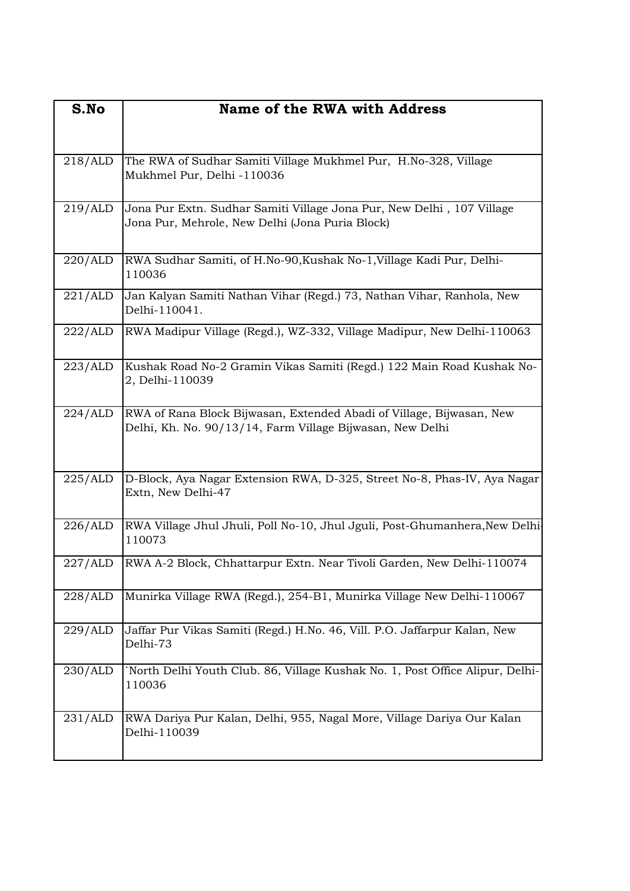| S.No | Name of the RWA with Address |
|---|---|
| 218/ALD | The RWA of Sudhar Samiti Village Mukhmel Pur, H.No-328, Village Mukhmel Pur, Delhi -110036 |
| 219/ALD | Jona Pur Extn. Sudhar Samiti Village Jona Pur, New Delhi , 107 Village Jona Pur, Mehrole, New Delhi (Jona Puria Block) |
| 220/ALD | RWA Sudhar Samiti, of H.No-90,Kushak No-1,Village Kadi Pur, Delhi-110036 |
| 221/ALD | Jan Kalyan Samiti Nathan Vihar (Regd.) 73, Nathan Vihar, Ranhola, New Delhi-110041. |
| 222/ALD | RWA Madipur Village (Regd.), WZ-332, Village Madipur, New Delhi-110063 |
| 223/ALD | Kushak Road No-2 Gramin Vikas Samiti (Regd.) 122 Main Road Kushak No-2, Delhi-110039 |
| 224/ALD | RWA of Rana Block Bijwasan, Extended Abadi of Village, Bijwasan, New Delhi, Kh. No. 90/13/14, Farm Village Bijwasan, New Delhi |
| 225/ALD | D-Block, Aya Nagar Extension RWA, D-325, Street No-8, Phas-IV, Aya Nagar Extn, New Delhi-47 |
| 226/ALD | RWA Village Jhul Jhuli, Poll No-10, Jhul Jguli, Post-Ghumanhera,New Delhi-110073 |
| 227/ALD | RWA A-2 Block, Chhattarpur Extn. Near Tivoli Garden, New Delhi-110074 |
| 228/ALD | Munirka Village RWA (Regd.), 254-B1, Munirka Village New Delhi-110067 |
| 229/ALD | Jaffar Pur Vikas Samiti (Regd.) H.No. 46, Vill. P.O. Jaffarpur Kalan, New Delhi-73 |
| 230/ALD | `North Delhi Youth Club. 86, Village Kushak No. 1, Post Office Alipur, Delhi-110036 |
| 231/ALD | RWA Dariya Pur Kalan, Delhi, 955, Nagal More, Village Dariya Our Kalan Delhi-110039 |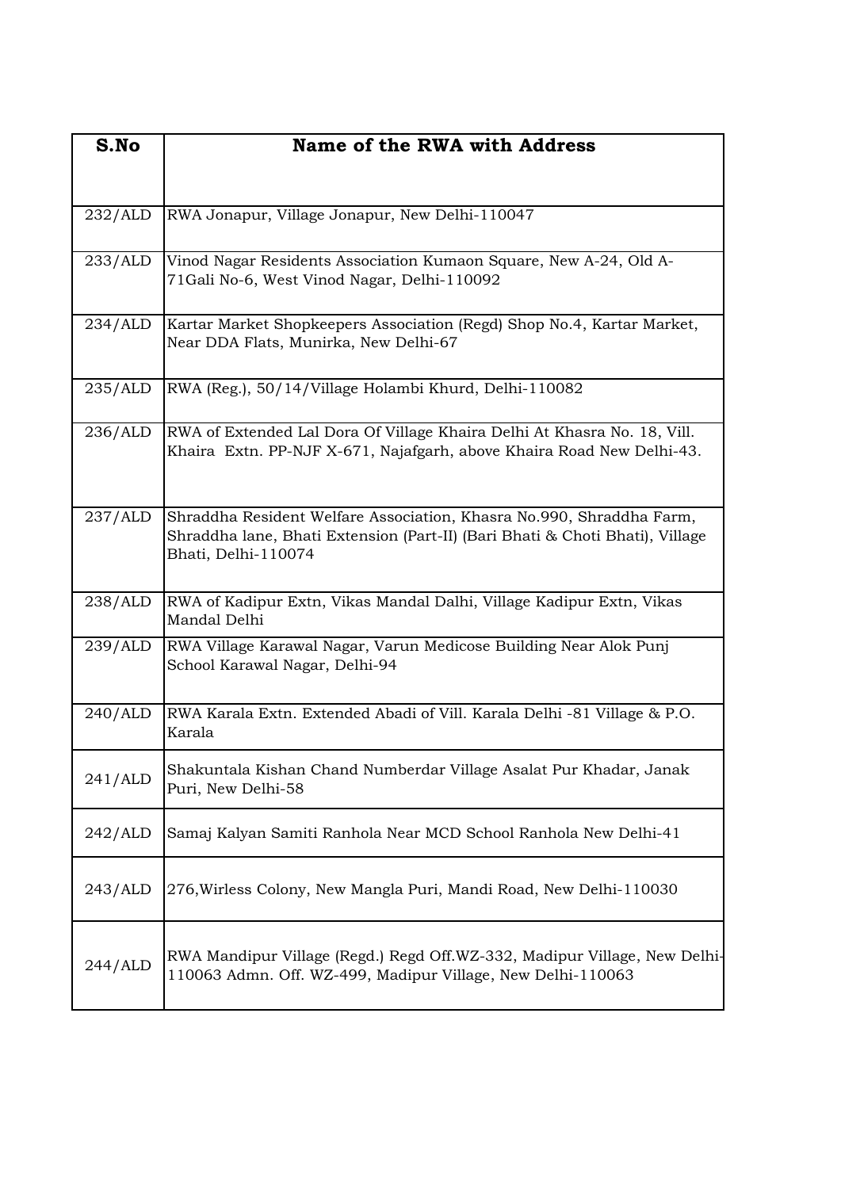| S.No | Name of the RWA with Address |
|---|---|
| 232/ALD | RWA Jonapur, Village Jonapur, New Delhi-110047 |
| 233/ALD | Vinod Nagar Residents Association Kumaon Square, New A-24, Old A-71Gali No-6, West Vinod Nagar, Delhi-110092 |
| 234/ALD | Kartar Market Shopkeepers Association (Regd) Shop No.4, Kartar Market, Near DDA Flats, Munirka, New Delhi-67 |
| 235/ALD | RWA (Reg.), 50/14/Village Holambi Khurd, Delhi-110082 |
| 236/ALD | RWA of Extended Lal Dora Of Village Khaira Delhi At Khasra No. 18, Vill. Khaira Extn. PP-NJF X-671, Najafgarh, above Khaira Road New Delhi-43. |
| 237/ALD | Shraddha Resident Welfare Association, Khasra No.990, Shraddha Farm, Shraddha lane, Bhati Extension (Part-II) (Bari Bhati & Choti Bhati), Village Bhati, Delhi-110074 |
| 238/ALD | RWA of Kadipur Extn, Vikas Mandal Dalhi, Village Kadipur Extn, Vikas Mandal Delhi |
| 239/ALD | RWA Village Karawal Nagar, Varun Medicose Building Near Alok Punj School Karawal Nagar, Delhi-94 |
| 240/ALD | RWA Karala Extn. Extended Abadi of Vill. Karala Delhi -81 Village & P.O. Karala |
| 241/ALD | Shakuntala Kishan Chand Numberdar Village Asalat Pur Khadar, Janak Puri, New Delhi-58 |
| 242/ALD | Samaj Kalyan Samiti Ranhola Near MCD School Ranhola New Delhi-41 |
| 243/ALD | 276,Wirless Colony, New Mangla Puri, Mandi Road, New Delhi-110030 |
| 244/ALD | RWA Mandipur Village (Regd.) Regd Off.WZ-332, Madipur Village, New Delhi-110063 Admn. Off. WZ-499, Madipur Village, New Delhi-110063 |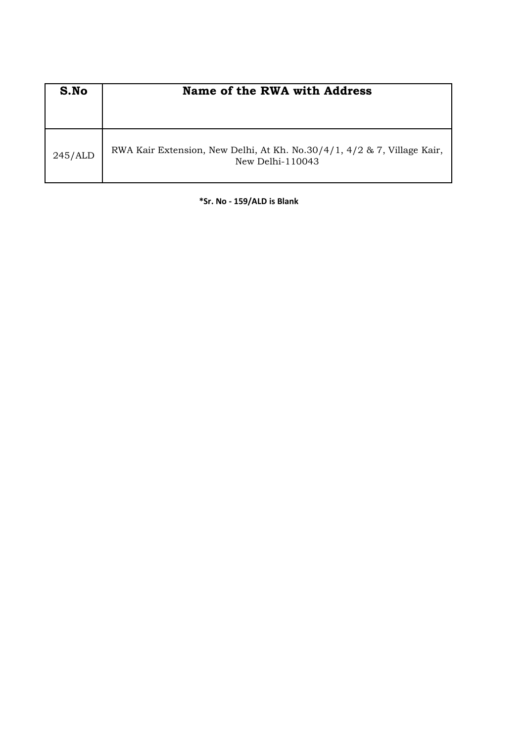| S.No | Name of the RWA with Address |
|---|---|
| 245/ALD | RWA Kair Extension, New Delhi, At Kh. No.30/4/1, 4/2 & 7, Village Kair, New Delhi-110043 |

**\*Sr. No - 159/ALD is Blank**